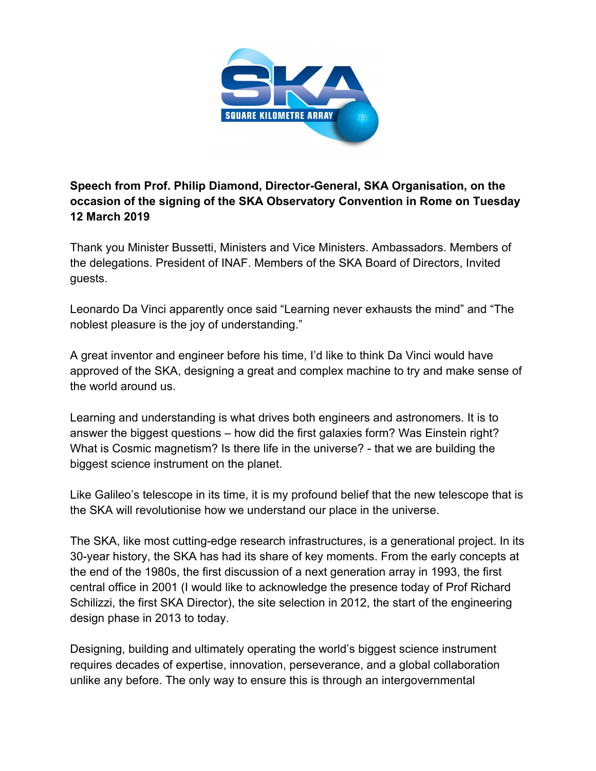**Speech from Prof. Philip Diamond, Director-General, SKA Organisation, on the occasion of the signing of the SKA Observatory Convention in Rome on Tuesday 12 March 2019**

Thank you Minister Bussetti, Ministers and Vice Ministers. Ambassadors. Members of the delegations. President of INAF. Members of the SKA Board of Directors, Invited guests.

Leonardo Da Vinci apparently once said "Learning never exhausts the mind" and "The noblest pleasure is the joy of understanding."

A great inventor and engineer before his time, I'd like to think Da Vinci would have approved of the SKA, designing a great and complex machine to try and make sense of the world around us.

Learning and understanding is what drives both engineers and astronomers. It is to answer the biggest questions – how did the first galaxies form? Was Einstein right? What is Cosmic magnetism? Is there life in the universe? - that we are building the biggest science instrument on the planet.

Like Galileo's telescope in its time, it is my profound belief that the new telescope that is the SKA will revolutionise how we understand our place in the universe.

The SKA, like most cutting-edge research infrastructures, is a generational project. In its 30-year history, the SKA has had its share of key moments. From the early concepts at the end of the 1980s, the first discussion of a next generation array in 1993, the first central office in 2001 (I would like to acknowledge the presence today of Prof Richard Schilizzi, the first SKA Director), the site selection in 2012, the start of the engineering design phase in 2013 to today.

Designing, building and ultimately operating the world's biggest science instrument requires decades of expertise, innovation, perseverance, and a global collaboration unlike any before. The only way to ensure this is through an intergovernmental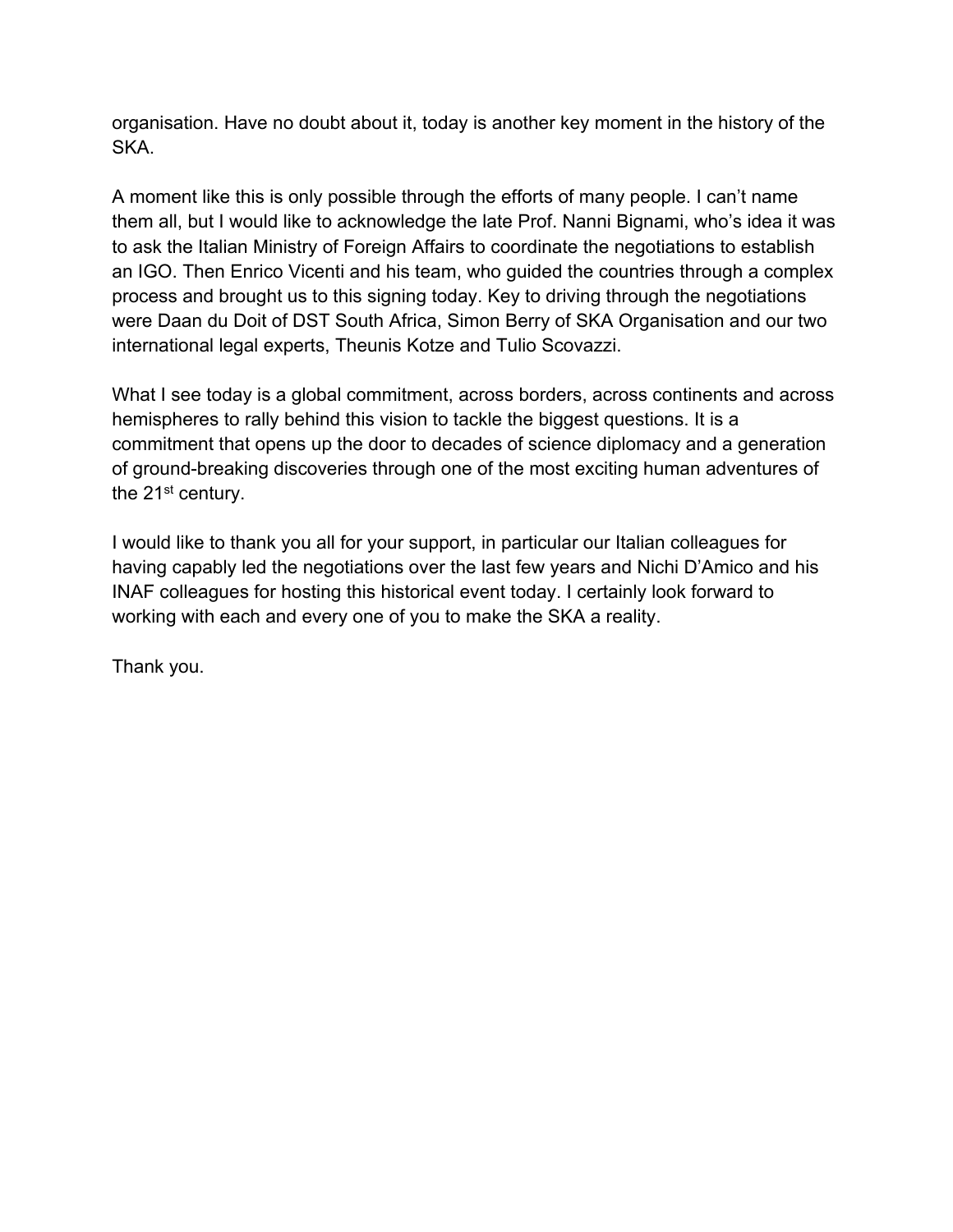organisation. Have no doubt about it, today is another key moment in the history of the SKA.

A moment like this is only possible through the efforts of many people. I can't name them all, but I would like to acknowledge the late Prof. Nanni Bignami, who's idea it was to ask the Italian Ministry of Foreign Affairs to coordinate the negotiations to establish an IGO. Then Enrico Vicenti and his team, who guided the countries through a complex process and brought us to this signing today. Key to driving through the negotiations were Daan du Doit of DST South Africa, Simon Berry of SKA Organisation and our two international legal experts, Theunis Kotze and Tulio Scovazzi.

What I see today is a global commitment, across borders, across continents and across hemispheres to rally behind this vision to tackle the biggest questions. It is a commitment that opens up the door to decades of science diplomacy and a generation of ground-breaking discoveries through one of the most exciting human adventures of the 21st century.

I would like to thank you all for your support, in particular our Italian colleagues for having capably led the negotiations over the last few years and Nichi D'Amico and his INAF colleagues for hosting this historical event today. I certainly look forward to working with each and every one of you to make the SKA a reality.

Thank you.